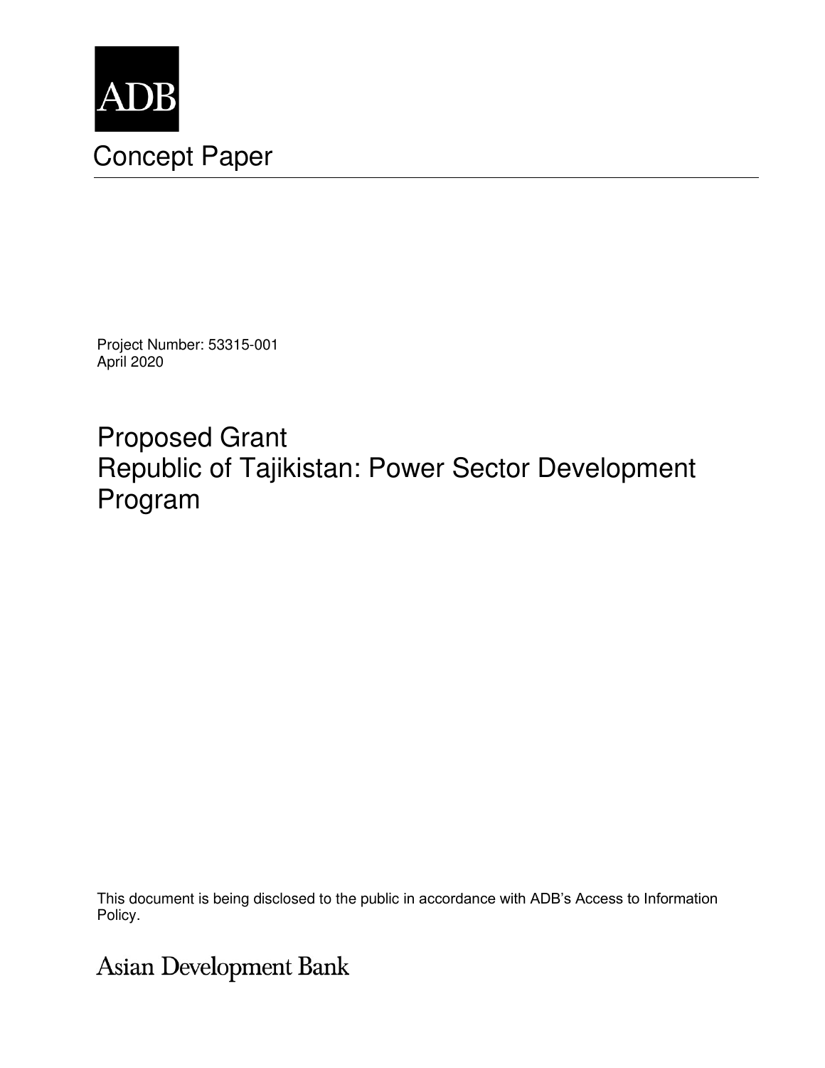ADB

# Concept Paper

Project Number: 53315-001
April 2020

## Proposed Grant
## Republic of Tajikistan: Power Sector Development Program

This document is being disclosed to the public in accordance with ADB's Access to Information Policy.

Asian Development Bank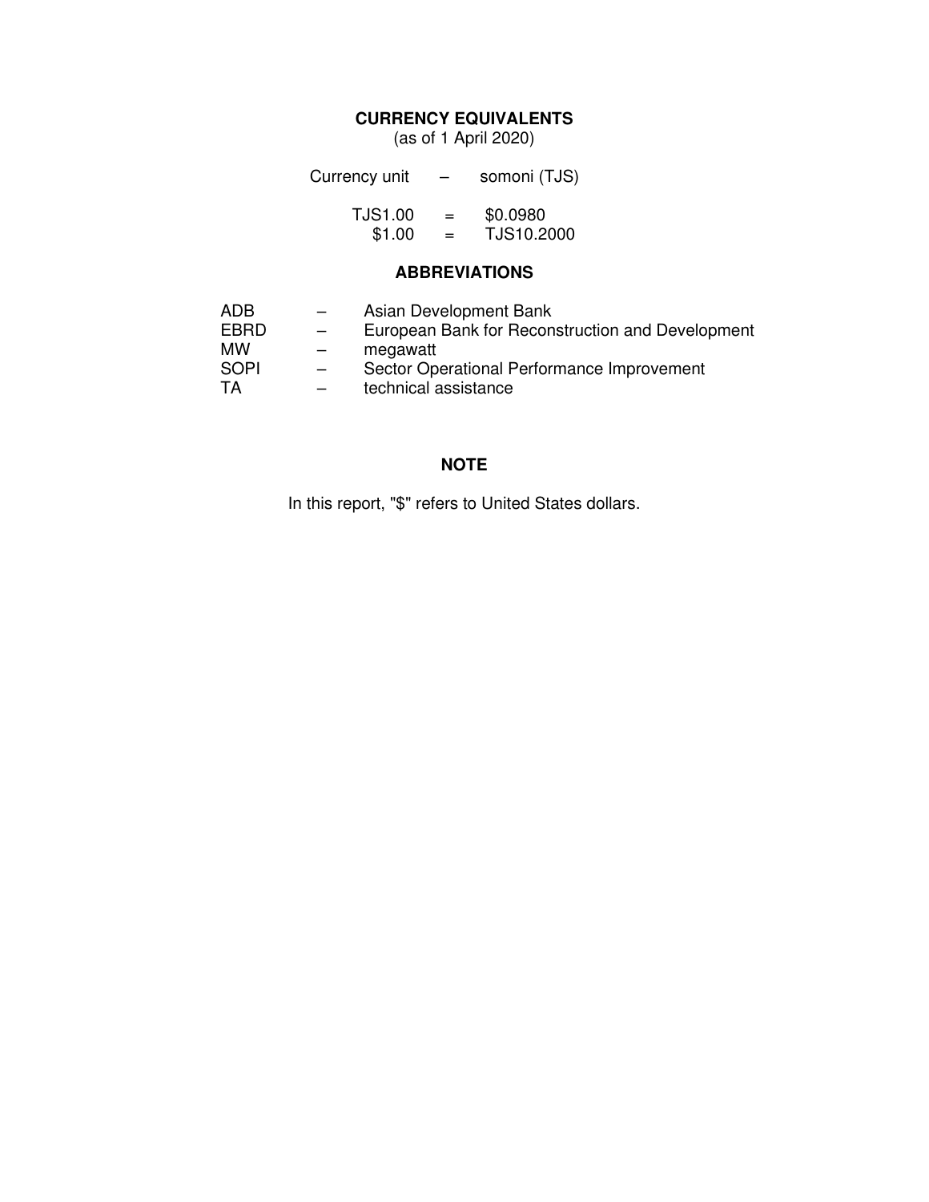## CURRENCY EQUIVALENTS

(as of 1 April 2020)

| | | |
|---|---|---|
| Currency unit | – | somoni (TJS) |
| TJS1.00 | = | $0.0980 |
| $1.00 | = | TJS10.2000 |

## ABBREVIATIONS

| | | |
|---|---|---|
| ADB | – | Asian Development Bank |
| EBRD | – | European Bank for Reconstruction and Development |
| MW | – | megawatt |
| SOPI | – | Sector Operational Performance Improvement |
| TA | – | technical assistance |

## NOTE

In this report, "$" refers to United States dollars.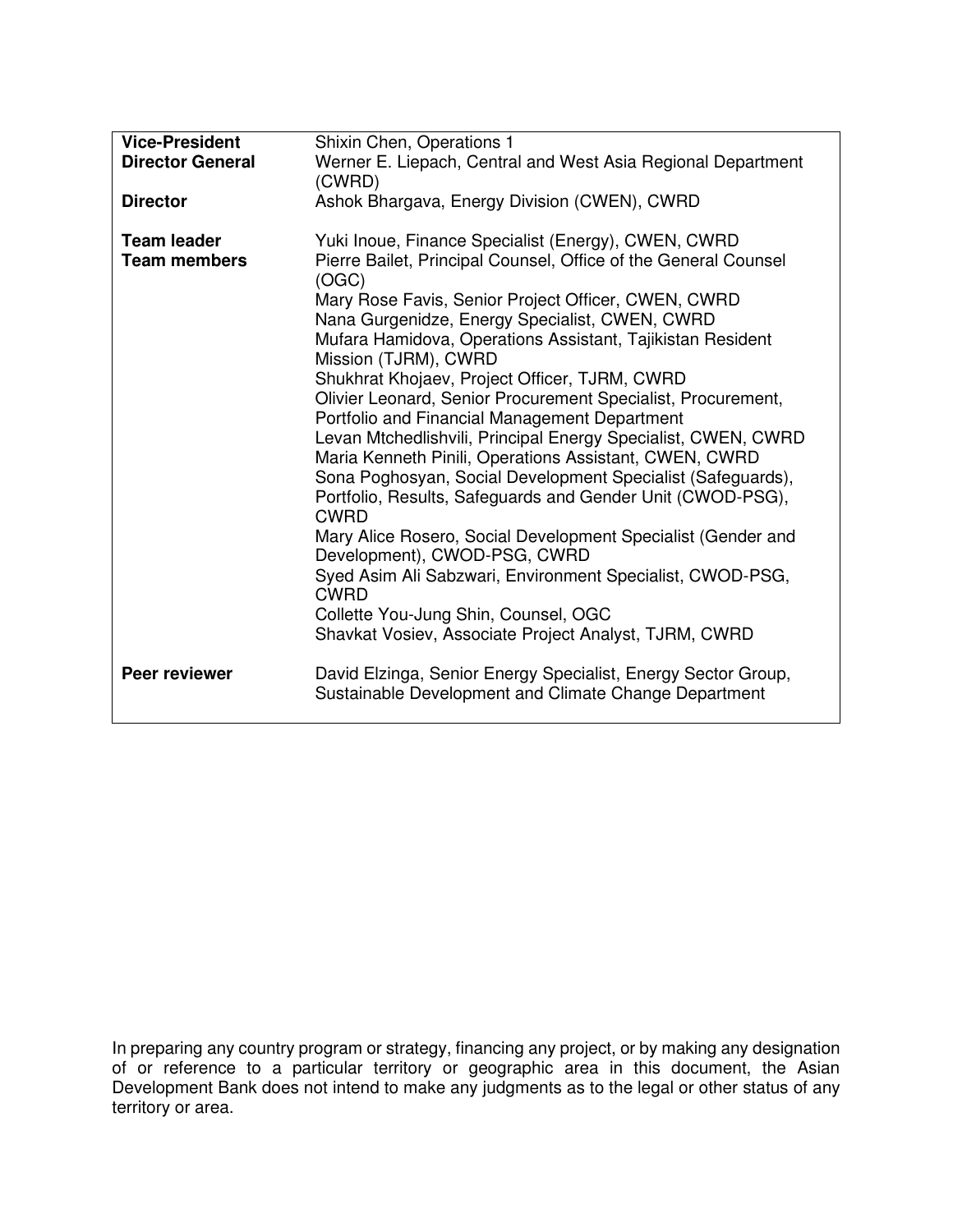| | |
|---|---|
| **Vice-President** | Shixin Chen, Operations 1 |
| **Director General** | Werner E. Liepach, Central and West Asia Regional Department (CWRD) |
| **Director** | Ashok Bhargava, Energy Division (CWEN), CWRD |
| | |
| **Team leader** | Yuki Inoue, Finance Specialist (Energy), CWEN, CWRD |
| **Team members** | Pierre Bailet, Principal Counsel, Office of the General Counsel (OGC) |
| | Mary Rose Favis, Senior Project Officer, CWEN, CWRD |
| | Nana Gurgenidze, Energy Specialist, CWEN, CWRD |
| | Mufara Hamidova, Operations Assistant, Tajikistan Resident Mission (TJRM), CWRD |
| | Shukhrat Khojaev, Project Officer, TJRM, CWRD |
| | Olivier Leonard, Senior Procurement Specialist, Procurement, Portfolio and Financial Management Department |
| | Levan Mtchedlishvili, Principal Energy Specialist, CWEN, CWRD |
| | Maria Kenneth Pinili, Operations Assistant, CWEN, CWRD |
| | Sona Poghosyan, Social Development Specialist (Safeguards), Portfolio, Results, Safeguards and Gender Unit (CWOD-PSG), CWRD |
| | Mary Alice Rosero, Social Development Specialist (Gender and Development), CWOD-PSG, CWRD |
| | Syed Asim Ali Sabzwari, Environment Specialist, CWOD-PSG, CWRD |
| | Collette You-Jung Shin, Counsel, OGC |
| | Shavkat Vosiev, Associate Project Analyst, TJRM, CWRD |
| | |
| **Peer reviewer** | David Elzinga, Senior Energy Specialist, Energy Sector Group, Sustainable Development and Climate Change Department |

In preparing any country program or strategy, financing any project, or by making any designation of or reference to a particular territory or geographic area in this document, the Asian Development Bank does not intend to make any judgments as to the legal or other status of any territory or area.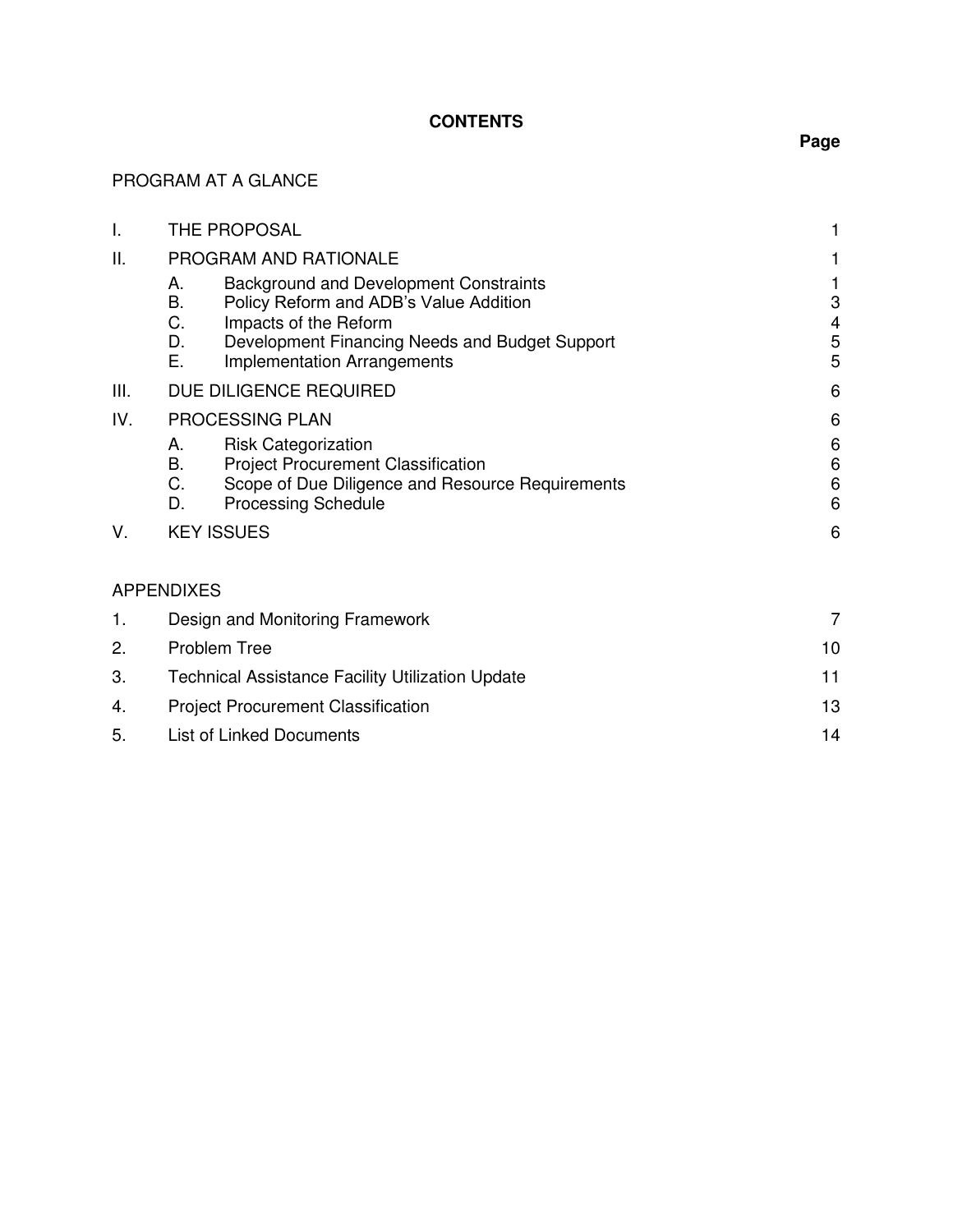# CONTENTS

| | | | Page |
|---|---|---|---|
| PROGRAM AT A GLANCE | | | |
| I. | THE PROPOSAL | | 1 |
| II. | PROGRAM AND RATIONALE | | 1 |
| | A. | Background and Development Constraints | 1 |
| | B. | Policy Reform and ADB's Value Addition | 3 |
| | C. | Impacts of the Reform | 4 |
| | D. | Development Financing Needs and Budget Support | 5 |
| | E. | Implementation Arrangements | 5 |
| III. | DUE DILIGENCE REQUIRED | | 6 |
| IV. | PROCESSING PLAN | | 6 |
| | A. | Risk Categorization | 6 |
| | B. | Project Procurement Classification | 6 |
| | C. | Scope of Due Diligence and Resource Requirements | 6 |
| | D. | Processing Schedule | 6 |
| V. | KEY ISSUES | | 6 |

APPENDIXES

| | | |
|---|---|---|
| 1. | Design and Monitoring Framework | 7 |
| 2. | Problem Tree | 10 |
| 3. | Technical Assistance Facility Utilization Update | 11 |
| 4. | Project Procurement Classification | 13 |
| 5. | List of Linked Documents | 14 |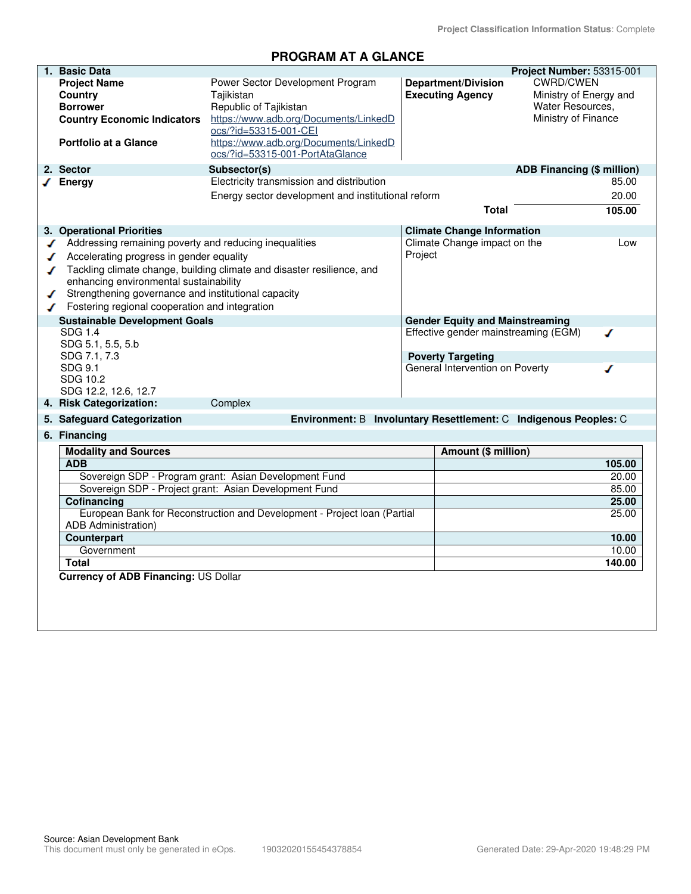Project Classification Information Status: Complete

# PROGRAM AT A GLANCE

## 1. Basic Data

**Project Number:** 53315-001

| | | | |
|---|---|---|---|
| **Project Name** | Power Sector Development Program | **Department/Division** | CWRD/CWEN |
| **Country** | Tajikistan | **Executing Agency** | Ministry of Energy and Water Resources, Ministry of Finance |
| **Borrower** | Republic of Tajikistan | | |
| **Country Economic Indicators** | https://www.adb.org/Documents/LinkedDocs/?id=53315-001-CEI | | |
| **Portfolio at a Glance** | https://www.adb.org/Documents/LinkedDocs/?id=53315-001-PortAtaGlance | | |

## 2. Sector

| Sector | Subsector(s) | ADB Financing ($ million) |
|---|---|---|
| ✓ Energy | Electricity transmission and distribution | 85.00 |
| | Energy sector development and institutional reform | 20.00 |
| | **Total** | **105.00** |

## 3. Operational Priorities

- ✓ Addressing remaining poverty and reducing inequalities
- ✓ Accelerating progress in gender equality
- ✓ Tackling climate change, building climate and disaster resilience, and enhancing environmental sustainability
- ✓ Strengthening governance and institutional capacity
- ✓ Fostering regional cooperation and integration

**Climate Change Information**

| | |
|---|---|
| Climate Change impact on the Project | Low |

**Sustainable Development Goals**

SDG 1.4
SDG 5.1, 5.5, 5.b
SDG 7.1, 7.3
SDG 9.1
SDG 10.2
SDG 12.2, 12.6, 12.7

**Gender Equity and Mainstreaming**

Effective gender mainstreaming (EGM) ✓

**Poverty Targeting**

General Intervention on Poverty ✓

## 4. Risk Categorization: Complex

## 5. Safeguard Categorization

**Environment:** B **Involuntary Resettlement:** C **Indigenous Peoples:** C

## 6. Financing

| Modality and Sources | Amount ($ million) |
|---|---|
| **ADB** | **105.00** |
| Sovereign SDP - Program grant: Asian Development Fund | 20.00 |
| Sovereign SDP - Project grant: Asian Development Fund | 85.00 |
| **Cofinancing** | **25.00** |
| European Bank for Reconstruction and Development - Project loan (Partial ADB Administration) | 25.00 |
| **Counterpart** | **10.00** |
| Government | 10.00 |
| **Total** | **140.00** |

**Currency of ADB Financing:** US Dollar

Source: Asian Development Bank
This document must only be generated in eOps. 19032020155454378854 Generated Date: 29-Apr-2020 19:48:29 PM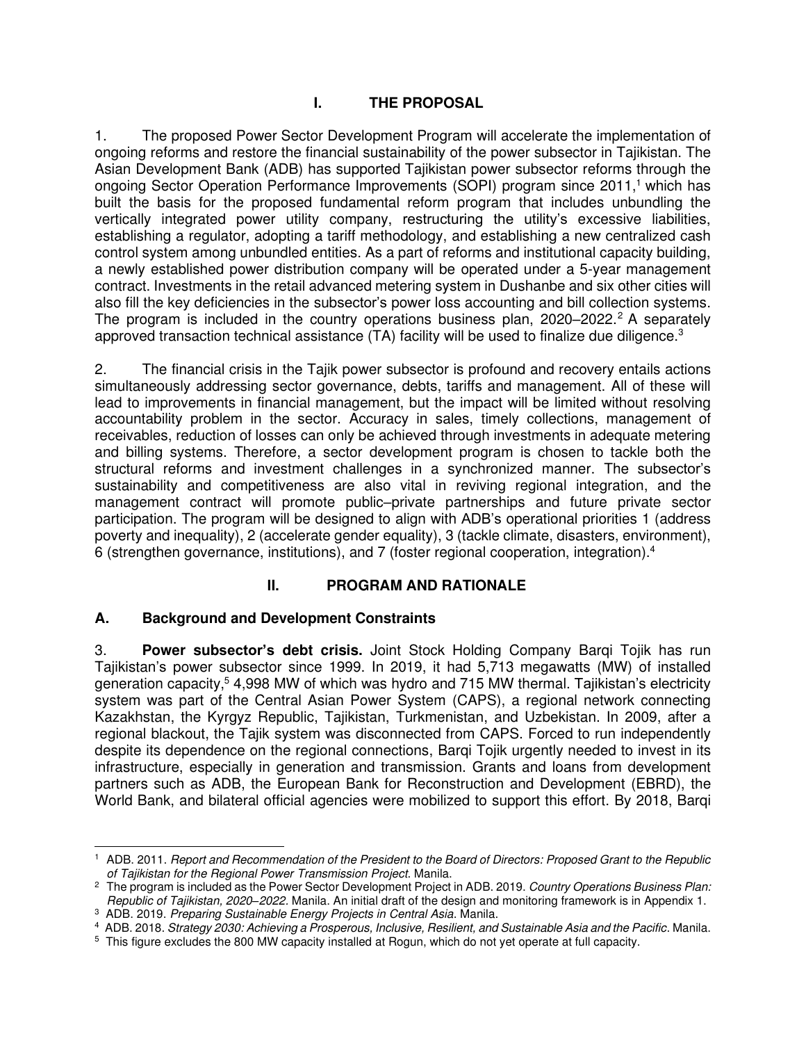# I. THE PROPOSAL

1. The proposed Power Sector Development Program will accelerate the implementation of ongoing reforms and restore the financial sustainability of the power subsector in Tajikistan. The Asian Development Bank (ADB) has supported Tajikistan power subsector reforms through the ongoing Sector Operation Performance Improvements (SOPI) program since 2011,[1] which has built the basis for the proposed fundamental reform program that includes unbundling the vertically integrated power utility company, restructuring the utility's excessive liabilities, establishing a regulator, adopting a tariff methodology, and establishing a new centralized cash control system among unbundled entities. As a part of reforms and institutional capacity building, a newly established power distribution company will be operated under a 5-year management contract. Investments in the retail advanced metering system in Dushanbe and six other cities will also fill the key deficiencies in the subsector's power loss accounting and bill collection systems. The program is included in the country operations business plan, 2020–2022.[2] A separately approved transaction technical assistance (TA) facility will be used to finalize due diligence.[3]

2. The financial crisis in the Tajik power subsector is profound and recovery entails actions simultaneously addressing sector governance, debts, tariffs and management. All of these will lead to improvements in financial management, but the impact will be limited without resolving accountability problem in the sector. Accuracy in sales, timely collections, management of receivables, reduction of losses can only be achieved through investments in adequate metering and billing systems. Therefore, a sector development program is chosen to tackle both the structural reforms and investment challenges in a synchronized manner. The subsector's sustainability and competitiveness are also vital in reviving regional integration, and the management contract will promote public–private partnerships and future private sector participation. The program will be designed to align with ADB's operational priorities 1 (address poverty and inequality), 2 (accelerate gender equality), 3 (tackle climate, disasters, environment), 6 (strengthen governance, institutions), and 7 (foster regional cooperation, integration).[4]

# II. PROGRAM AND RATIONALE

## A. Background and Development Constraints

3. **Power subsector's debt crisis.** Joint Stock Holding Company Barqi Tojik has run Tajikistan's power subsector since 1999. In 2019, it had 5,713 megawatts (MW) of installed generation capacity,[5] 4,998 MW of which was hydro and 715 MW thermal. Tajikistan's electricity system was part of the Central Asian Power System (CAPS), a regional network connecting Kazakhstan, the Kyrgyz Republic, Tajikistan, Turkmenistan, and Uzbekistan. In 2009, after a regional blackout, the Tajik system was disconnected from CAPS. Forced to run independently despite its dependence on the regional connections, Barqi Tojik urgently needed to invest in its infrastructure, especially in generation and transmission. Grants and loans from development partners such as ADB, the European Bank for Reconstruction and Development (EBRD), the World Bank, and bilateral official agencies were mobilized to support this effort. By 2018, Barqi

---

[1] ADB. 2011. *Report and Recommendation of the President to the Board of Directors: Proposed Grant to the Republic of Tajikistan for the Regional Power Transmission Project*. Manila.

[2] The program is included as the Power Sector Development Project in ADB. 2019. *Country Operations Business Plan: Republic of Tajikistan, 2020–2022.* Manila. An initial draft of the design and monitoring framework is in Appendix 1.

[3] ADB. 2019. *Preparing Sustainable Energy Projects in Central Asia*. Manila.

[4] ADB. 2018. *Strategy 2030: Achieving a Prosperous, Inclusive, Resilient, and Sustainable Asia and the Pacific*. Manila.

[5] This figure excludes the 800 MW capacity installed at Rogun, which do not yet operate at full capacity.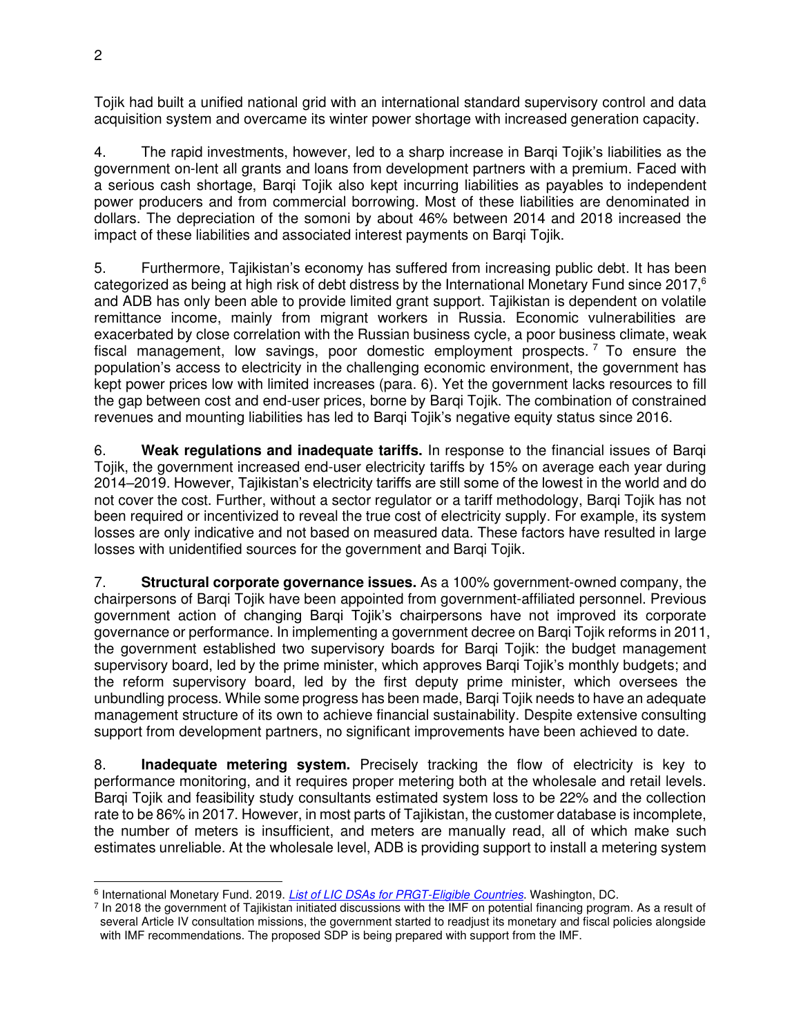Tojik had built a unified national grid with an international standard supervisory control and data acquisition system and overcame its winter power shortage with increased generation capacity.

4. The rapid investments, however, led to a sharp increase in Barqi Tojik's liabilities as the government on-lent all grants and loans from development partners with a premium. Faced with a serious cash shortage, Barqi Tojik also kept incurring liabilities as payables to independent power producers and from commercial borrowing. Most of these liabilities are denominated in dollars. The depreciation of the somoni by about 46% between 2014 and 2018 increased the impact of these liabilities and associated interest payments on Barqi Tojik.

5. Furthermore, Tajikistan's economy has suffered from increasing public debt. It has been categorized as being at high risk of debt distress by the International Monetary Fund since 2017,[6] and ADB has only been able to provide limited grant support. Tajikistan is dependent on volatile remittance income, mainly from migrant workers in Russia. Economic vulnerabilities are exacerbated by close correlation with the Russian business cycle, a poor business climate, weak fiscal management, low savings, poor domestic employment prospects.[7] To ensure the population's access to electricity in the challenging economic environment, the government has kept power prices low with limited increases (para. 6). Yet the government lacks resources to fill the gap between cost and end-user prices, borne by Barqi Tojik. The combination of constrained revenues and mounting liabilities has led to Barqi Tojik's negative equity status since 2016.

6. **Weak regulations and inadequate tariffs.** In response to the financial issues of Barqi Tojik, the government increased end-user electricity tariffs by 15% on average each year during 2014–2019. However, Tajikistan's electricity tariffs are still some of the lowest in the world and do not cover the cost. Further, without a sector regulator or a tariff methodology, Barqi Tojik has not been required or incentivized to reveal the true cost of electricity supply. For example, its system losses are only indicative and not based on measured data. These factors have resulted in large losses with unidentified sources for the government and Barqi Tojik.

7. **Structural corporate governance issues.** As a 100% government-owned company, the chairpersons of Barqi Tojik have been appointed from government-affiliated personnel. Previous government action of changing Barqi Tojik's chairpersons have not improved its corporate governance or performance. In implementing a government decree on Barqi Tojik reforms in 2011, the government established two supervisory boards for Barqi Tojik: the budget management supervisory board, led by the prime minister, which approves Barqi Tojik's monthly budgets; and the reform supervisory board, led by the first deputy prime minister, which oversees the unbundling process. While some progress has been made, Barqi Tojik needs to have an adequate management structure of its own to achieve financial sustainability. Despite extensive consulting support from development partners, no significant improvements have been achieved to date.

8. **Inadequate metering system.** Precisely tracking the flow of electricity is key to performance monitoring, and it requires proper metering both at the wholesale and retail levels. Barqi Tojik and feasibility study consultants estimated system loss to be 22% and the collection rate to be 86% in 2017. However, in most parts of Tajikistan, the customer database is incomplete, the number of meters is insufficient, and meters are manually read, all of which make such estimates unreliable. At the wholesale level, ADB is providing support to install a metering system

---

[6] International Monetary Fund. 2019. *List of LIC DSAs for PRGT-Eligible Countries*. Washington, DC.

[7] In 2018 the government of Tajikistan initiated discussions with the IMF on potential financing program. As a result of several Article IV consultation missions, the government started to readjust its monetary and fiscal policies alongside with IMF recommendations. The proposed SDP is being prepared with support from the IMF.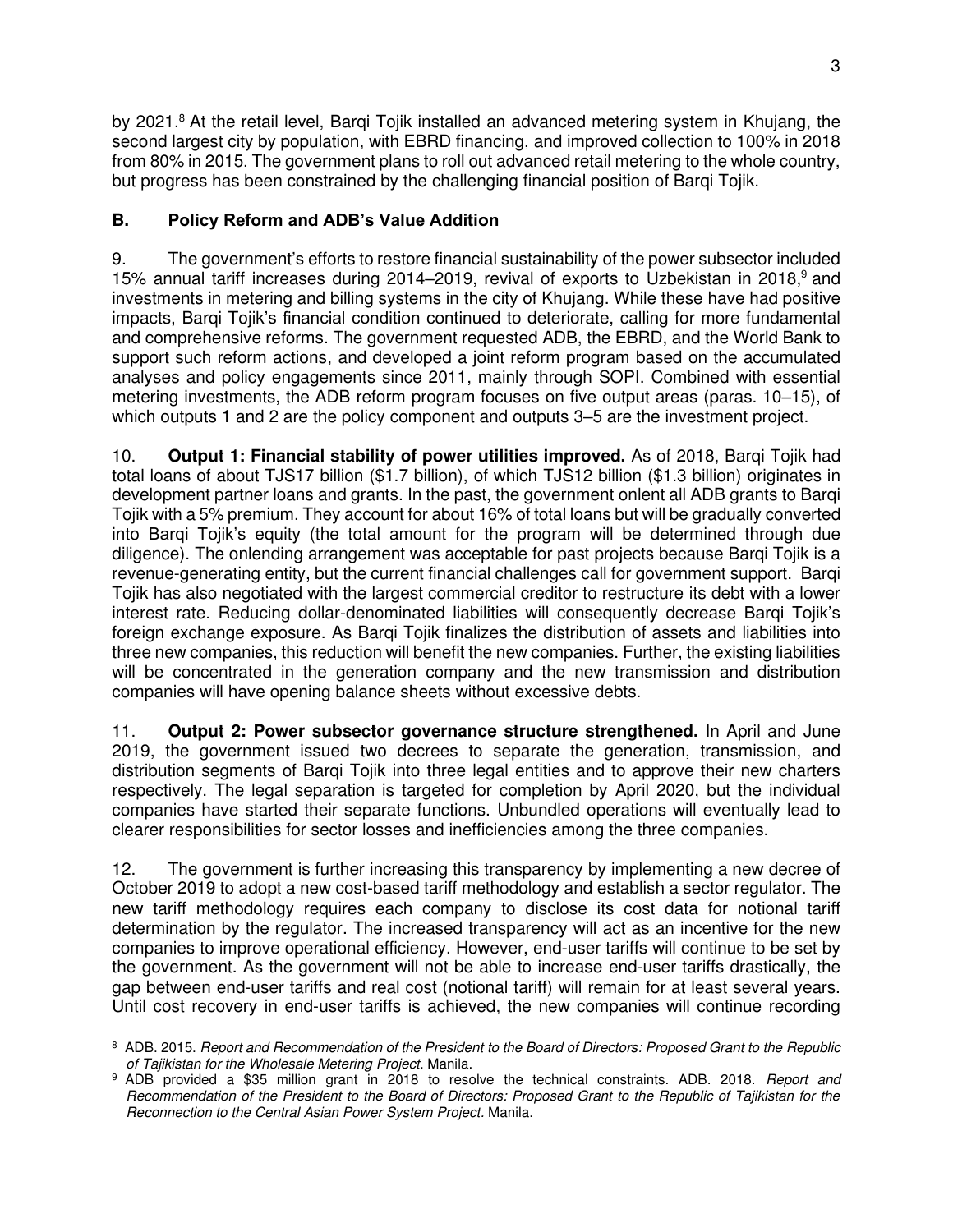by 2021.[8] At the retail level, Barqi Tojik installed an advanced metering system in Khujang, the second largest city by population, with EBRD financing, and improved collection to 100% in 2018 from 80% in 2015. The government plans to roll out advanced retail metering to the whole country, but progress has been constrained by the challenging financial position of Barqi Tojik.

### B. Policy Reform and ADB's Value Addition

9. The government's efforts to restore financial sustainability of the power subsector included 15% annual tariff increases during 2014–2019, revival of exports to Uzbekistan in 2018,[9] and investments in metering and billing systems in the city of Khujang. While these have had positive impacts, Barqi Tojik's financial condition continued to deteriorate, calling for more fundamental and comprehensive reforms. The government requested ADB, the EBRD, and the World Bank to support such reform actions, and developed a joint reform program based on the accumulated analyses and policy engagements since 2011, mainly through SOPI. Combined with essential metering investments, the ADB reform program focuses on five output areas (paras. 10–15), of which outputs 1 and 2 are the policy component and outputs 3–5 are the investment project.

10. **Output 1: Financial stability of power utilities improved.** As of 2018, Barqi Tojik had total loans of about TJS17 billion ($1.7 billion), of which TJS12 billion ($1.3 billion) originates in development partner loans and grants. In the past, the government onlent all ADB grants to Barqi Tojik with a 5% premium. They account for about 16% of total loans but will be gradually converted into Barqi Tojik's equity (the total amount for the program will be determined through due diligence). The onlending arrangement was acceptable for past projects because Barqi Tojik is a revenue-generating entity, but the current financial challenges call for government support. Barqi Tojik has also negotiated with the largest commercial creditor to restructure its debt with a lower interest rate. Reducing dollar-denominated liabilities will consequently decrease Barqi Tojik's foreign exchange exposure. As Barqi Tojik finalizes the distribution of assets and liabilities into three new companies, this reduction will benefit the new companies. Further, the existing liabilities will be concentrated in the generation company and the new transmission and distribution companies will have opening balance sheets without excessive debts.

11. **Output 2: Power subsector governance structure strengthened.** In April and June 2019, the government issued two decrees to separate the generation, transmission, and distribution segments of Barqi Tojik into three legal entities and to approve their new charters respectively. The legal separation is targeted for completion by April 2020, but the individual companies have started their separate functions. Unbundled operations will eventually lead to clearer responsibilities for sector losses and inefficiencies among the three companies.

12. The government is further increasing this transparency by implementing a new decree of October 2019 to adopt a new cost-based tariff methodology and establish a sector regulator. The new tariff methodology requires each company to disclose its cost data for notional tariff determination by the regulator. The increased transparency will act as an incentive for the new companies to improve operational efficiency. However, end-user tariffs will continue to be set by the government. As the government will not be able to increase end-user tariffs drastically, the gap between end-user tariffs and real cost (notional tariff) will remain for at least several years. Until cost recovery in end-user tariffs is achieved, the new companies will continue recording

---

[8] ADB. 2015. *Report and Recommendation of the President to the Board of Directors: Proposed Grant to the Republic of Tajikistan for the Wholesale Metering Project*. Manila.

[9] ADB provided a $35 million grant in 2018 to resolve the technical constraints. ADB. 2018. *Report and Recommendation of the President to the Board of Directors: Proposed Grant to the Republic of Tajikistan for the Reconnection to the Central Asian Power System Project*. Manila.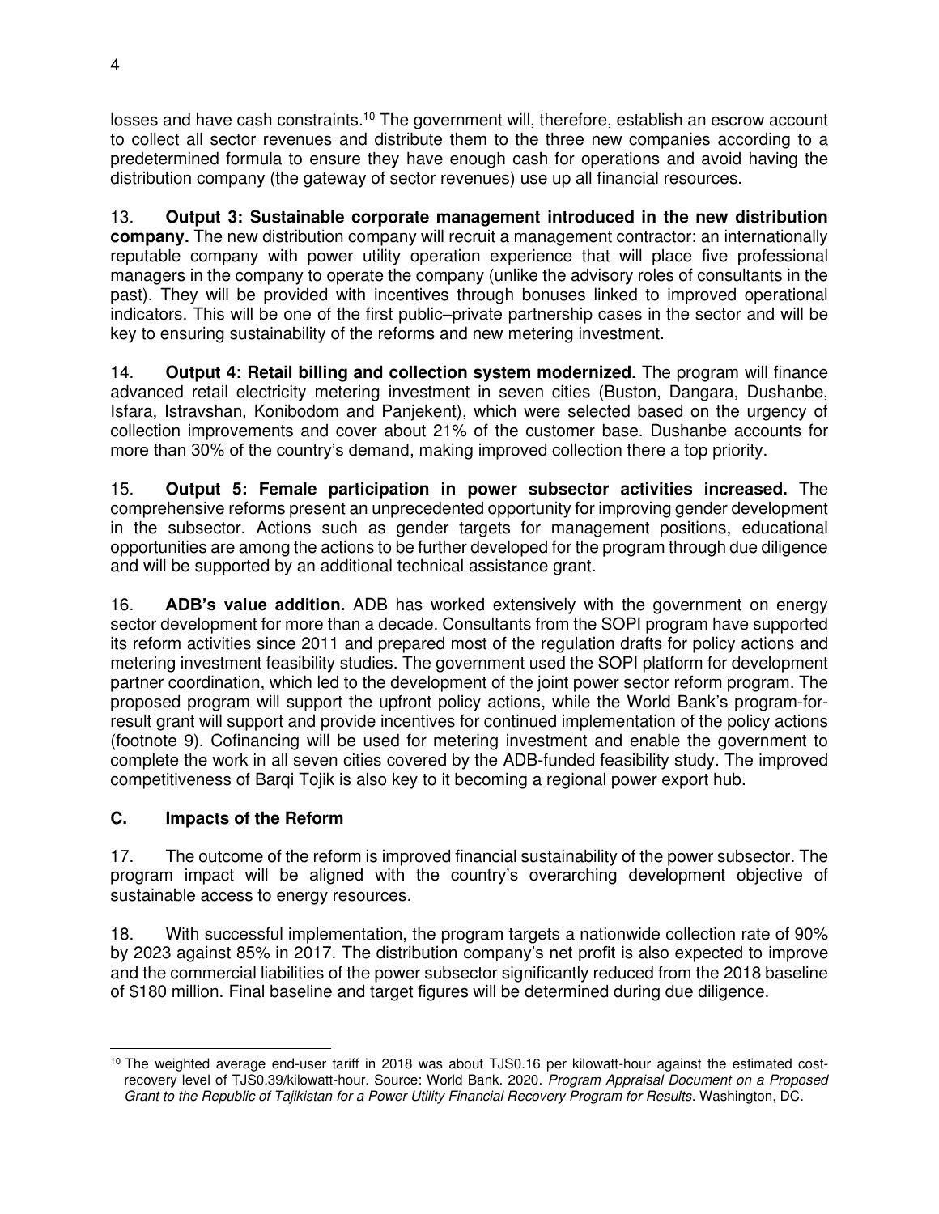losses and have cash constraints.[10] The government will, therefore, establish an escrow account to collect all sector revenues and distribute them to the three new companies according to a predetermined formula to ensure they have enough cash for operations and avoid having the distribution company (the gateway of sector revenues) use up all financial resources.

13. **Output 3: Sustainable corporate management introduced in the new distribution company.** The new distribution company will recruit a management contractor: an internationally reputable company with power utility operation experience that will place five professional managers in the company to operate the company (unlike the advisory roles of consultants in the past). They will be provided with incentives through bonuses linked to improved operational indicators. This will be one of the first public–private partnership cases in the sector and will be key to ensuring sustainability of the reforms and new metering investment.

14. **Output 4: Retail billing and collection system modernized.** The program will finance advanced retail electricity metering investment in seven cities (Buston, Dangara, Dushanbe, Isfara, Istravshan, Konibodom and Panjekent), which were selected based on the urgency of collection improvements and cover about 21% of the customer base. Dushanbe accounts for more than 30% of the country's demand, making improved collection there a top priority.

15. **Output 5: Female participation in power subsector activities increased.** The comprehensive reforms present an unprecedented opportunity for improving gender development in the subsector. Actions such as gender targets for management positions, educational opportunities are among the actions to be further developed for the program through due diligence and will be supported by an additional technical assistance grant.

16. **ADB's value addition.** ADB has worked extensively with the government on energy sector development for more than a decade. Consultants from the SOPI program have supported its reform activities since 2011 and prepared most of the regulation drafts for policy actions and metering investment feasibility studies. The government used the SOPI platform for development partner coordination, which led to the development of the joint power sector reform program. The proposed program will support the upfront policy actions, while the World Bank's program-for-result grant will support and provide incentives for continued implementation of the policy actions (footnote 9). Cofinancing will be used for metering investment and enable the government to complete the work in all seven cities covered by the ADB-funded feasibility study. The improved competitiveness of Barqi Tojik is also key to it becoming a regional power export hub.

### C. Impacts of the Reform

17. The outcome of the reform is improved financial sustainability of the power subsector. The program impact will be aligned with the country's overarching development objective of sustainable access to energy resources.

18. With successful implementation, the program targets a nationwide collection rate of 90% by 2023 against 85% in 2017. The distribution company's net profit is also expected to improve and the commercial liabilities of the power subsector significantly reduced from the 2018 baseline of $180 million. Final baseline and target figures will be determined during due diligence.

---

[10] The weighted average end-user tariff in 2018 was about TJS0.16 per kilowatt-hour against the estimated cost-recovery level of TJS0.39/kilowatt-hour. Source: World Bank. 2020. *Program Appraisal Document on a Proposed Grant to the Republic of Tajikistan for a Power Utility Financial Recovery Program for Results.* Washington, DC.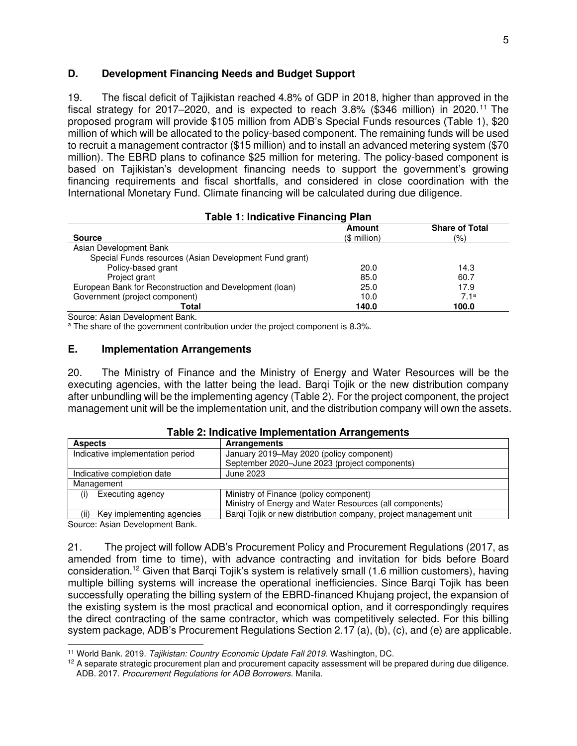## D. Development Financing Needs and Budget Support

19. The fiscal deficit of Tajikistan reached 4.8% of GDP in 2018, higher than approved in the fiscal strategy for 2017–2020, and is expected to reach 3.8% ($346 million) in 2020.[11] The proposed program will provide $105 million from ADB's Special Funds resources (Table 1), $20 million of which will be allocated to the policy-based component. The remaining funds will be used to recruit a management contractor ($15 million) and to install an advanced metering system ($70 million). The EBRD plans to cofinance $25 million for metering. The policy-based component is based on Tajikistan's development financing needs to support the government's growing financing requirements and fiscal shortfalls, and considered in close coordination with the International Monetary Fund. Climate financing will be calculated during due diligence.

**Table 1: Indicative Financing Plan**

| Source | Amount ($ million) | Share of Total (%) |
|---|---|---|
| Asian Development Bank | | |
| Special Funds resources (Asian Development Fund grant) | | |
| Policy-based grant | 20.0 | 14.3 |
| Project grant | 85.0 | 60.7 |
| European Bank for Reconstruction and Development (loan) | 25.0 | 17.9 |
| Government (project component) | 10.0 | 7.1[a] |
| **Total** | **140.0** | **100.0** |

Source: Asian Development Bank.

[a] The share of the government contribution under the project component is 8.3%.

## E. Implementation Arrangements

20. The Ministry of Finance and the Ministry of Energy and Water Resources will be the executing agencies, with the latter being the lead. Barqi Tojik or the new distribution company after unbundling will be the implementing agency (Table 2). For the project component, the project management unit will be the implementation unit, and the distribution company will own the assets.

**Table 2: Indicative Implementation Arrangements**

| Aspects | Arrangements |
|---|---|
| Indicative implementation period | January 2019–May 2020 (policy component)<br>September 2020–June 2023 (project components) |
| Indicative completion date | June 2023 |
| Management | |
| (i) Executing agency | Ministry of Finance (policy component)<br>Ministry of Energy and Water Resources (all components) |
| (ii) Key implementing agencies | Barqi Tojik or new distribution company, project management unit |

Source: Asian Development Bank.

21. The project will follow ADB's Procurement Policy and Procurement Regulations (2017, as amended from time to time), with advance contracting and invitation for bids before Board consideration.[12] Given that Barqi Tojik's system is relatively small (1.6 million customers), having multiple billing systems will increase the operational inefficiencies. Since Barqi Tojik has been successfully operating the billing system of the EBRD-financed Khujang project, the expansion of the existing system is the most practical and economical option, and it correspondingly requires the direct contracting of the same contractor, which was competitively selected. For this billing system package, ADB's Procurement Regulations Section 2.17 (a), (b), (c), and (e) are applicable.

[11] World Bank. 2019. *Tajikistan: Country Economic Update Fall 2019.* Washington, DC.

[12] A separate strategic procurement plan and procurement capacity assessment will be prepared during due diligence. ADB. 2017. *Procurement Regulations for ADB Borrowers*. Manila.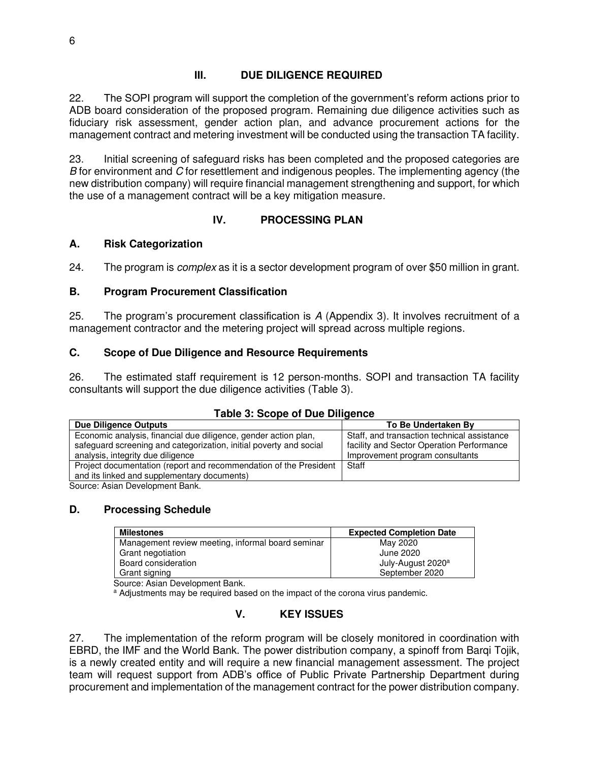## III. DUE DILIGENCE REQUIRED

22. The SOPI program will support the completion of the government's reform actions prior to ADB board consideration of the proposed program. Remaining due diligence activities such as fiduciary risk assessment, gender action plan, and advance procurement actions for the management contract and metering investment will be conducted using the transaction TA facility.

23. Initial screening of safeguard risks has been completed and the proposed categories are *B* for environment and *C* for resettlement and indigenous peoples. The implementing agency (the new distribution company) will require financial management strengthening and support, for which the use of a management contract will be a key mitigation measure.

## IV. PROCESSING PLAN

### A. Risk Categorization

24. The program is *complex* as it is a sector development program of over $50 million in grant.

### B. Program Procurement Classification

25. The program's procurement classification is *A* (Appendix 3). It involves recruitment of a management contractor and the metering project will spread across multiple regions.

### C. Scope of Due Diligence and Resource Requirements

26. The estimated staff requirement is 12 person-months. SOPI and transaction TA facility consultants will support the due diligence activities (Table 3).

**Table 3: Scope of Due Diligence**

| Due Diligence Outputs | To Be Undertaken By |
|---|---|
| Economic analysis, financial due diligence, gender action plan, safeguard screening and categorization, initial poverty and social analysis, integrity due diligence | Staff, and transaction technical assistance facility and Sector Operation Performance Improvement program consultants |
| Project documentation (report and recommendation of the President and its linked and supplementary documents) | Staff |

Source: Asian Development Bank.

### D. Processing Schedule

| Milestones | Expected Completion Date |
|---|---|
| Management review meeting, informal board seminar | May 2020 |
| Grant negotiation | June 2020 |
| Board consideration | July-August 2020[a] |
| Grant signing | September 2020 |

Source: Asian Development Bank.

[a] Adjustments may be required based on the impact of the corona virus pandemic.

## V. KEY ISSUES

27. The implementation of the reform program will be closely monitored in coordination with EBRD, the IMF and the World Bank. The power distribution company, a spinoff from Barqi Tojik, is a newly created entity and will require a new financial management assessment. The project team will request support from ADB's office of Public Private Partnership Department during procurement and implementation of the management contract for the power distribution company.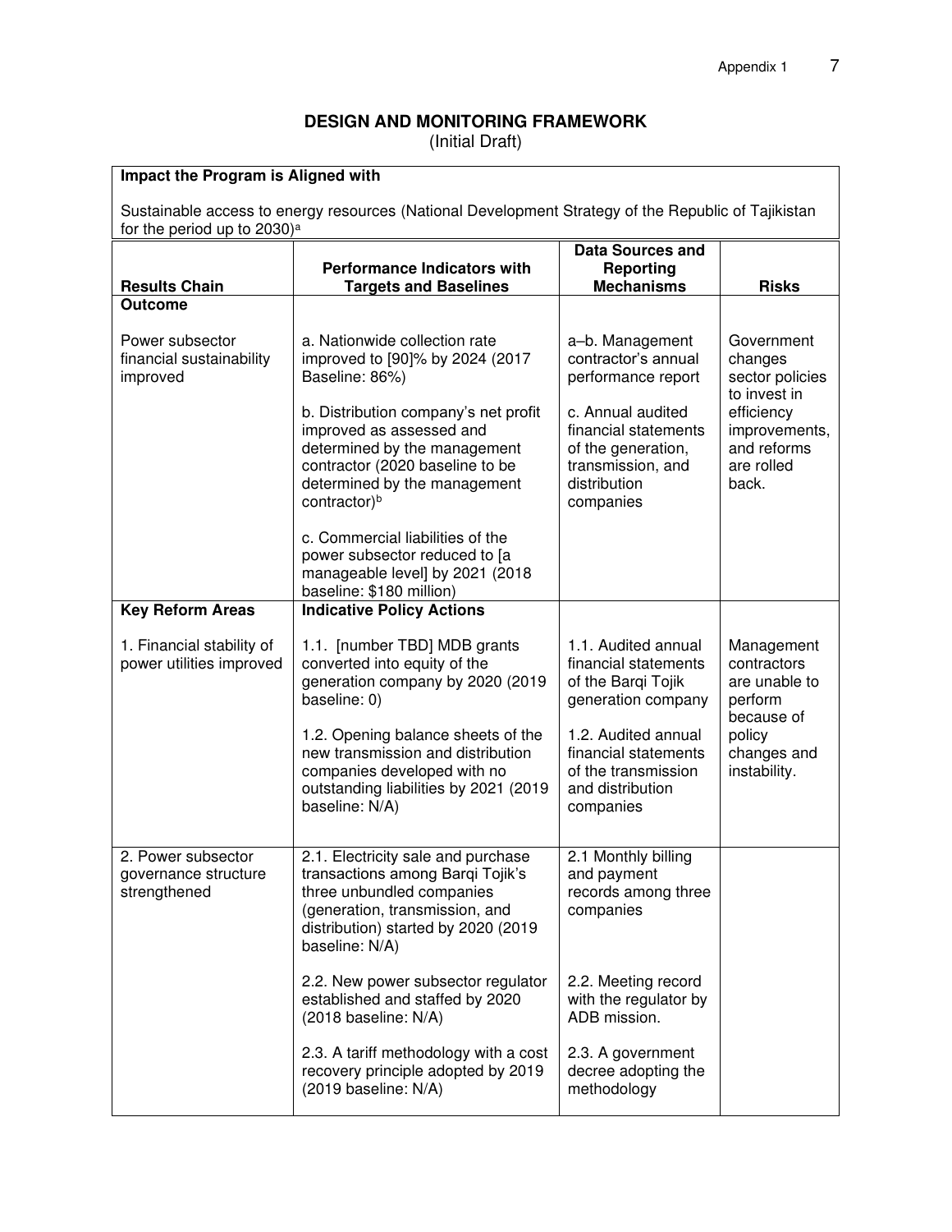# DESIGN AND MONITORING FRAMEWORK

(Initial Draft)

| Impact the Program is Aligned with | | | |
|---|---|---|---|
| Sustainable access to energy resources (National Development Strategy of the Republic of Tajikistan for the period up to 2030)[a] | | | |
| **Results Chain** | **Performance Indicators with Targets and Baselines** | **Data Sources and Reporting Mechanisms** | **Risks** |
| **Outcome**<br><br>Power subsector financial sustainability improved | a. Nationwide collection rate improved to [90]% by 2024 (2017 Baseline: 86%)<br><br>b. Distribution company's net profit improved as assessed and determined by the management contractor (2020 baseline to be determined by the management contractor)[b]<br><br>c. Commercial liabilities of the power subsector reduced to [a manageable level] by 2021 (2018 baseline: $180 million) | a–b. Management contractor's annual performance report<br><br>c. Annual audited financial statements of the generation, transmission, and distribution companies | Government changes sector policies to invest in efficiency improvements, and reforms are rolled back. |
| **Key Reform Areas** | **Indicative Policy Actions** | | |
| 1. Financial stability of power utilities improved | 1.1. [number TBD] MDB grants converted into equity of the generation company by 2020 (2019 baseline: 0)<br><br>1.2. Opening balance sheets of the new transmission and distribution companies developed with no outstanding liabilities by 2021 (2019 baseline: N/A) | 1.1. Audited annual financial statements of the Barqi Tojik generation company<br><br>1.2. Audited annual financial statements of the transmission and distribution companies | Management contractors are unable to perform because of policy changes and instability. |
| 2. Power subsector governance structure strengthened | 2.1. Electricity sale and purchase transactions among Barqi Tojik's three unbundled companies (generation, transmission, and distribution) started by 2020 (2019 baseline: N/A)<br><br>2.2. New power subsector regulator established and staffed by 2020 (2018 baseline: N/A)<br><br>2.3. A tariff methodology with a cost recovery principle adopted by 2019 (2019 baseline: N/A) | 2.1 Monthly billing and payment records among three companies<br><br>2.2. Meeting record with the regulator by ADB mission.<br><br>2.3. A government decree adopting the methodology | |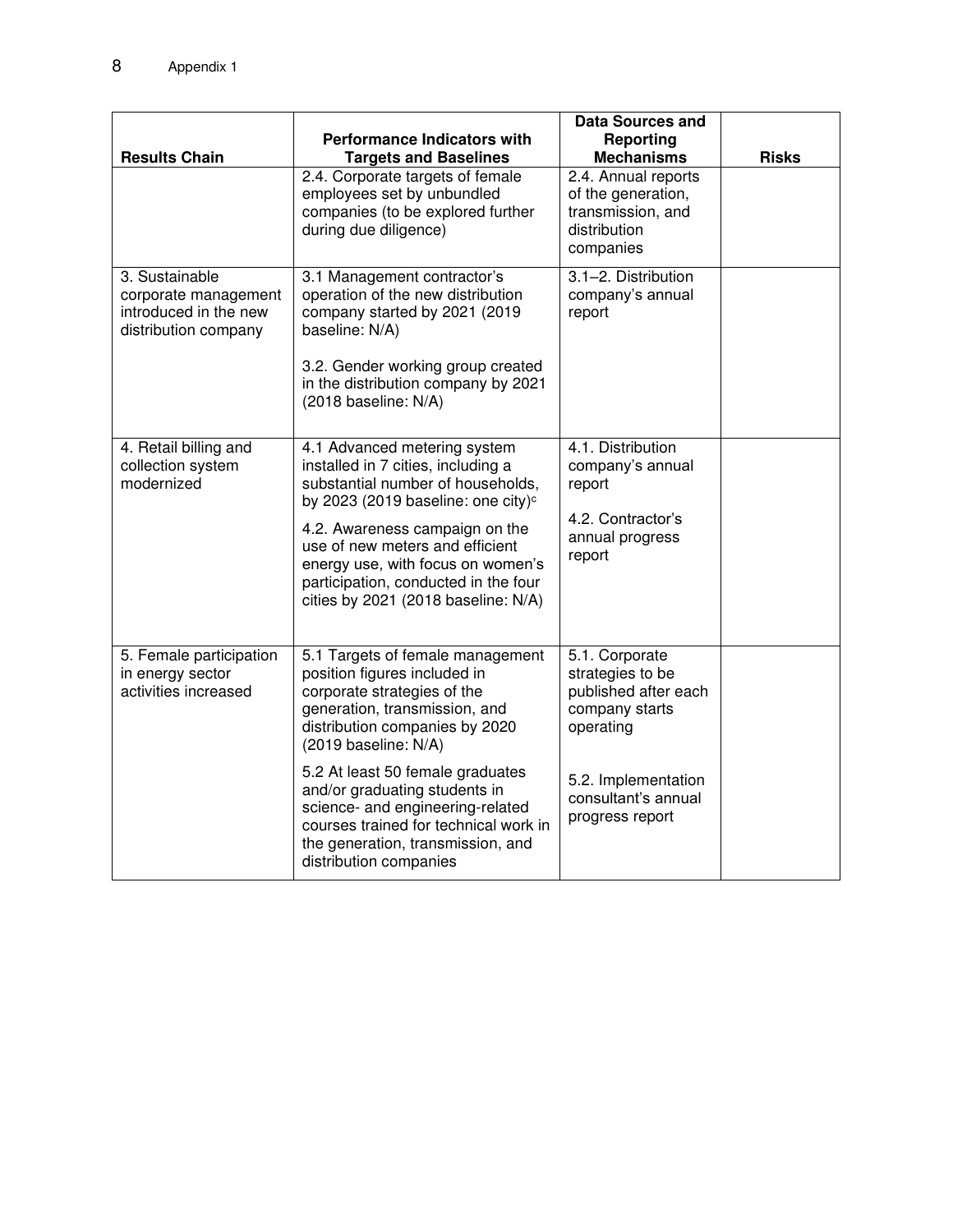| Results Chain | Performance Indicators with Targets and Baselines | Data Sources and Reporting Mechanisms | Risks |
| --- | --- | --- | --- |
| | 2.4. Corporate targets of female employees set by unbundled companies (to be explored further during due diligence) | 2.4. Annual reports of the generation, transmission, and distribution companies | |
| 3. Sustainable corporate management introduced in the new distribution company | 3.1 Management contractor's operation of the new distribution company started by 2021 (2019 baseline: N/A)<br><br>3.2. Gender working group created in the distribution company by 2021 (2018 baseline: N/A) | 3.1–2. Distribution company's annual report | |
| 4. Retail billing and collection system modernized | 4.1 Advanced metering system installed in 7 cities, including a substantial number of households, by 2023 (2019 baseline: one city)[c]<br><br>4.2. Awareness campaign on the use of new meters and efficient energy use, with focus on women's participation, conducted in the four cities by 2021 (2018 baseline: N/A) | 4.1. Distribution company's annual report<br><br>4.2. Contractor's annual progress report | |
| 5. Female participation in energy sector activities increased | 5.1 Targets of female management position figures included in corporate strategies of the generation, transmission, and distribution companies by 2020 (2019 baseline: N/A)<br><br>5.2 At least 50 female graduates and/or graduating students in science- and engineering-related courses trained for technical work in the generation, transmission, and distribution companies | 5.1. Corporate strategies to be published after each company starts operating<br><br>5.2. Implementation consultant's annual progress report | |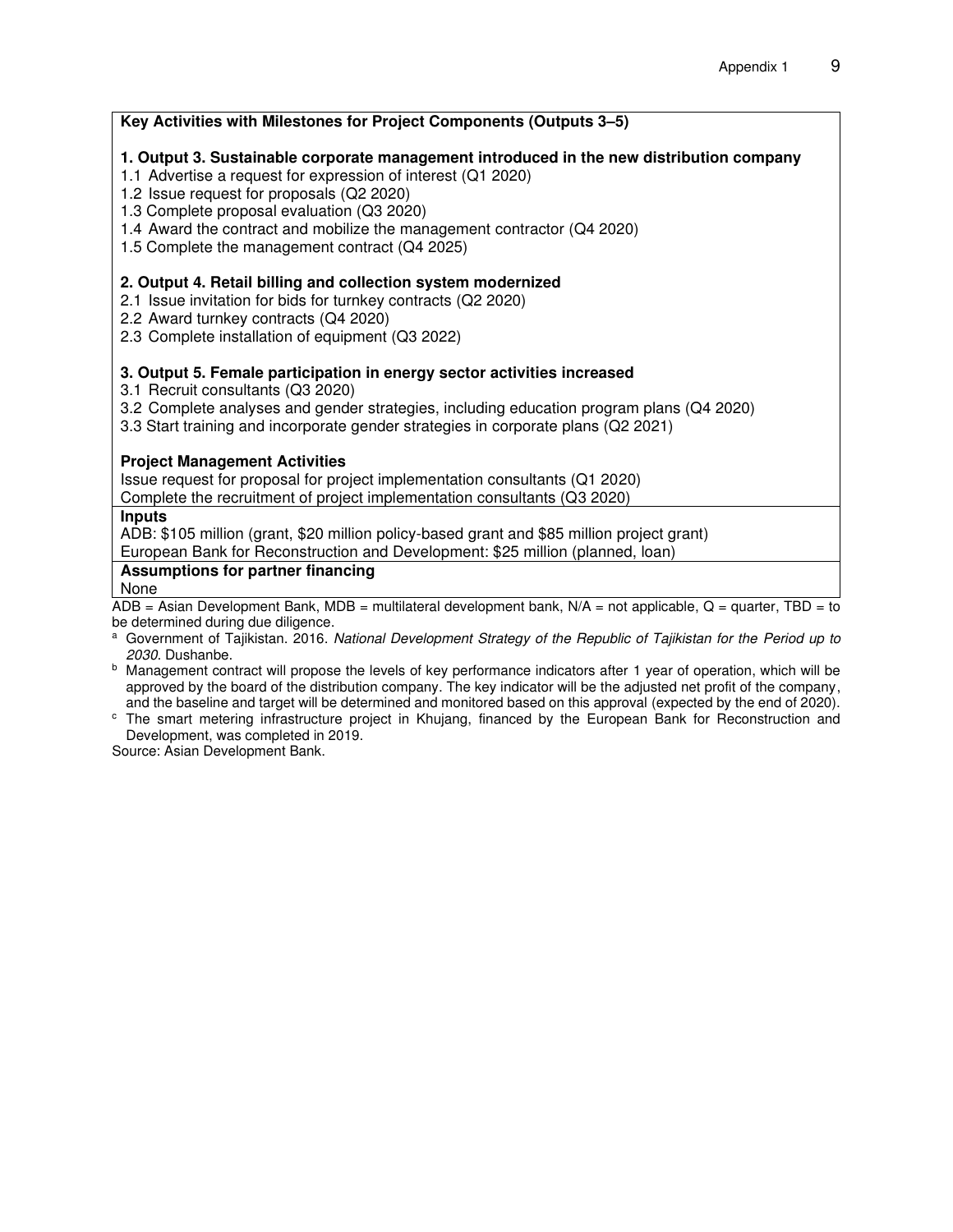**Key Activities with Milestones for Project Components (Outputs 3–5)**

**1. Output 3. Sustainable corporate management introduced in the new distribution company**

1.1 Advertise a request for expression of interest (Q1 2020)
1.2 Issue request for proposals (Q2 2020)
1.3 Complete proposal evaluation (Q3 2020)
1.4 Award the contract and mobilize the management contractor (Q4 2020)
1.5 Complete the management contract (Q4 2025)

**2. Output 4. Retail billing and collection system modernized**

2.1 Issue invitation for bids for turnkey contracts (Q2 2020)
2.2 Award turnkey contracts (Q4 2020)
2.3 Complete installation of equipment (Q3 2022)

**3. Output 5. Female participation in energy sector activities increased**

3.1 Recruit consultants (Q3 2020)
3.2 Complete analyses and gender strategies, including education program plans (Q4 2020)
3.3 Start training and incorporate gender strategies in corporate plans (Q2 2021)

**Project Management Activities**

Issue request for proposal for project implementation consultants (Q1 2020)
Complete the recruitment of project implementation consultants (Q3 2020)

**Inputs**

ADB: $105 million (grant, $20 million policy-based grant and $85 million project grant)
European Bank for Reconstruction and Development: $25 million (planned, loan)

**Assumptions for partner financing**

None

ADB = Asian Development Bank, MDB = multilateral development bank, N/A = not applicable, Q = quarter, TBD = to be determined during due diligence.

[a] Government of Tajikistan. 2016. *National Development Strategy of the Republic of Tajikistan for the Period up to 2030*. Dushanbe.

[b] Management contract will propose the levels of key performance indicators after 1 year of operation, which will be approved by the board of the distribution company. The key indicator will be the adjusted net profit of the company, and the baseline and target will be determined and monitored based on this approval (expected by the end of 2020).

[c] The smart metering infrastructure project in Khujang, financed by the European Bank for Reconstruction and Development, was completed in 2019.

Source: Asian Development Bank.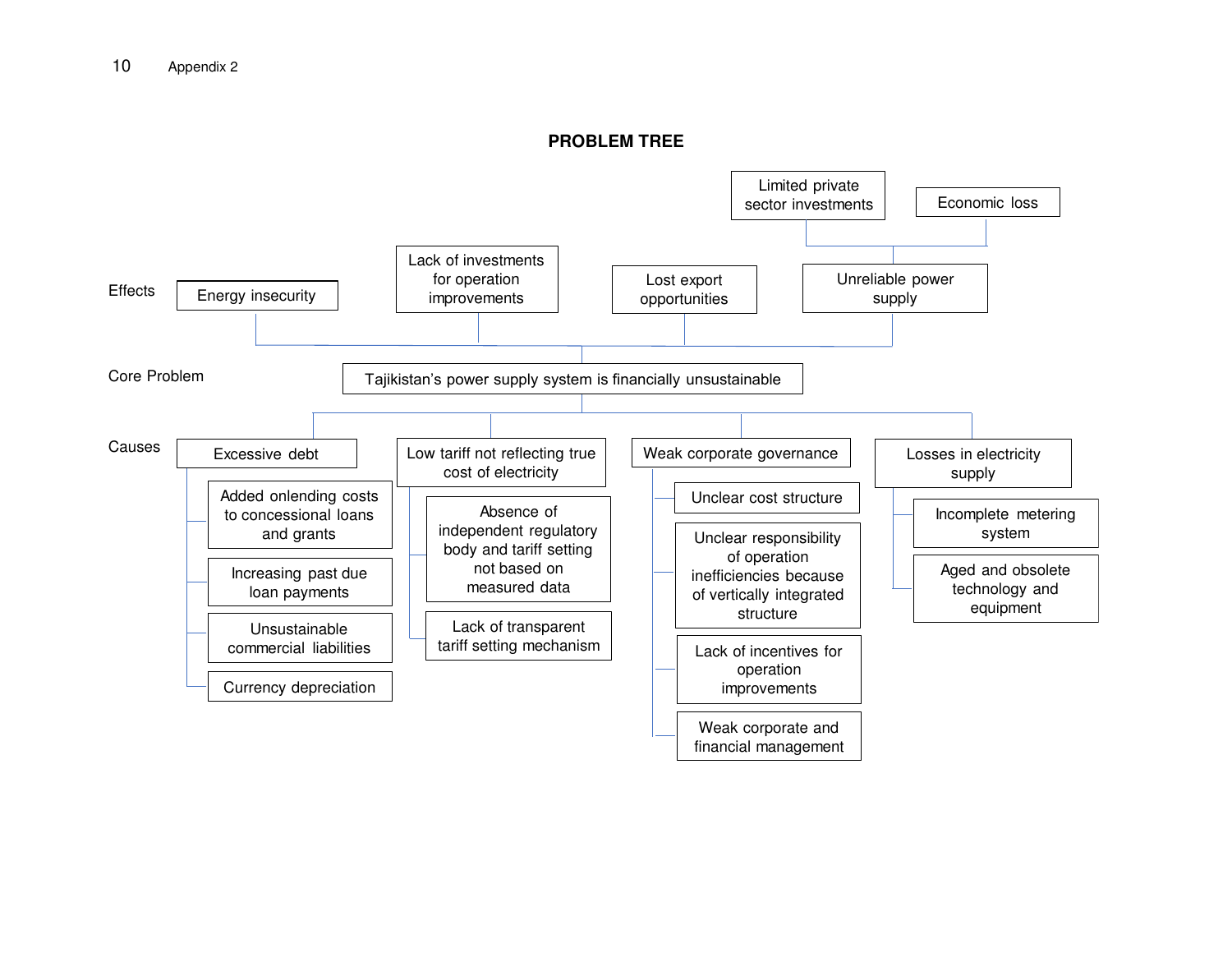## Appendix 2

### PROBLEM TREE

**Effects**

- Energy insecurity
- Lack of investments for operation improvements
- Lost export opportunities
- Unreliable power supply
  - Limited private sector investments
  - Economic loss

**Core Problem**

- Tajikistan's power supply system is financially unsustainable

**Causes**

- Excessive debt
  - Added onlending costs to concessional loans and grants
  - Increasing past due loan payments
  - Unsustainable commercial liabilities
  - Currency depreciation
- Low tariff not reflecting true cost of electricity
  - Absence of independent regulatory body and tariff setting not based on measured data
  - Lack of transparent tariff setting mechanism
- Weak corporate governance
  - Unclear cost structure
  - Unclear responsibility of operation inefficiencies because of vertically integrated structure
  - Lack of incentives for operation improvements
  - Weak corporate and financial management
- Losses in electricity supply
  - Incomplete metering system
  - Aged and obsolete technology and equipment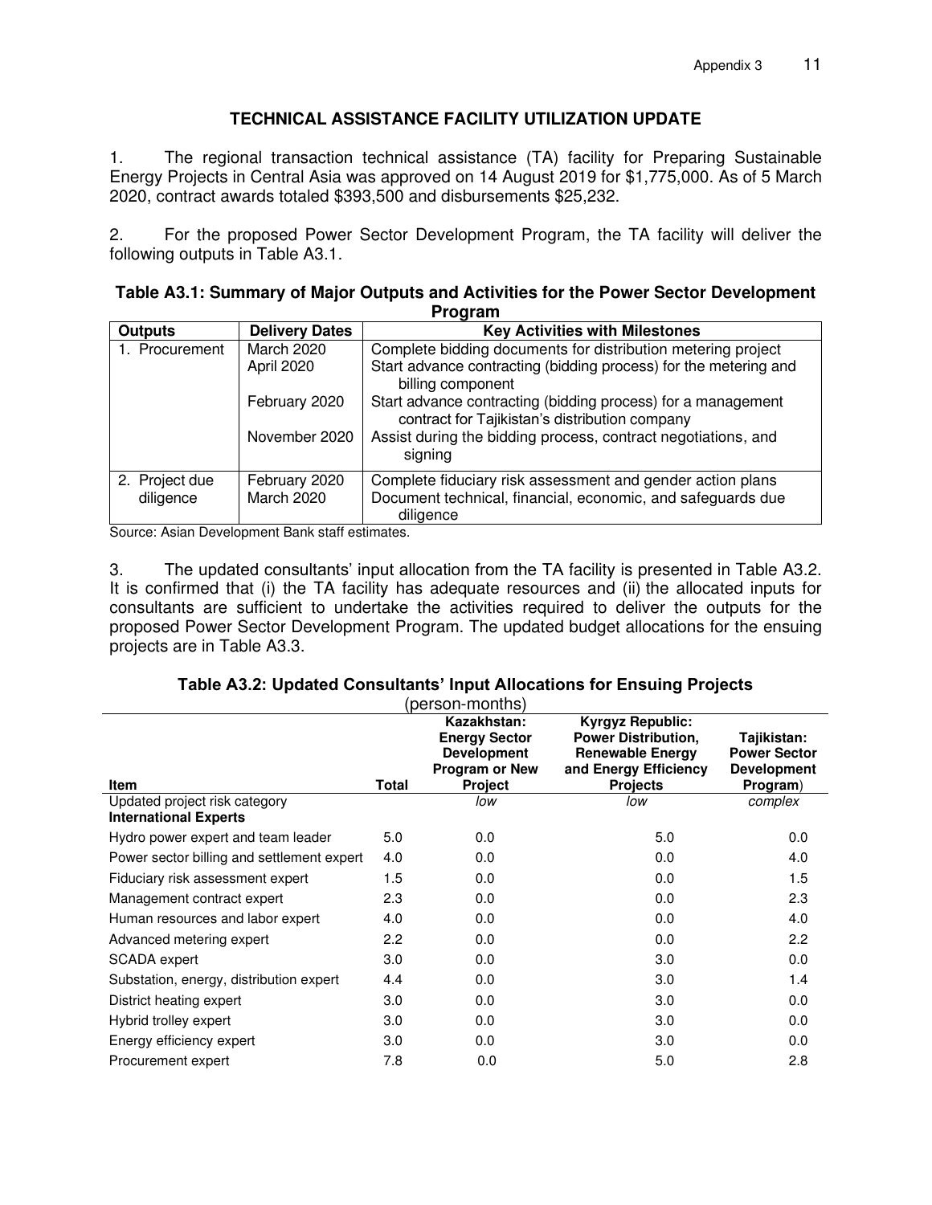## TECHNICAL ASSISTANCE FACILITY UTILIZATION UPDATE

1. The regional transaction technical assistance (TA) facility for Preparing Sustainable Energy Projects in Central Asia was approved on 14 August 2019 for $1,775,000. As of 5 March 2020, contract awards totaled $393,500 and disbursements $25,232.

2. For the proposed Power Sector Development Program, the TA facility will deliver the following outputs in Table A3.1.

**Table A3.1: Summary of Major Outputs and Activities for the Power Sector Development Program**

| Outputs | Delivery Dates | Key Activities with Milestones |
|---|---|---|
| 1. Procurement | March 2020 | Complete bidding documents for distribution metering project |
| | April 2020 | Start advance contracting (bidding process) for the metering and billing component |
| | February 2020 | Start advance contracting (bidding process) for a management contract for Tajikistan's distribution company |
| | November 2020 | Assist during the bidding process, contract negotiations, and signing |
| 2. Project due diligence | February 2020 | Complete fiduciary risk assessment and gender action plans |
| | March 2020 | Document technical, financial, economic, and safeguards due diligence |

Source: Asian Development Bank staff estimates.

3. The updated consultants' input allocation from the TA facility is presented in Table A3.2. It is confirmed that (i) the TA facility has adequate resources and (ii) the allocated inputs for consultants are sufficient to undertake the activities required to deliver the outputs for the proposed Power Sector Development Program. The updated budget allocations for the ensuing projects are in Table A3.3.

**Table A3.2: Updated Consultants' Input Allocations for Ensuing Projects**
(person-months)

| Item | Total | Kazakhstan: Energy Sector Development Program or New Project | Kyrgyz Republic: Power Distribution, Renewable Energy and Energy Efficiency Projects | Tajikistan: Power Sector Development Program) |
|---|---|---|---|---|
| Updated project risk category | | *low* | *low* | *complex* |
| **International Experts** | | | | |
| Hydro power expert and team leader | 5.0 | 0.0 | 5.0 | 0.0 |
| Power sector billing and settlement expert | 4.0 | 0.0 | 0.0 | 4.0 |
| Fiduciary risk assessment expert | 1.5 | 0.0 | 0.0 | 1.5 |
| Management contract expert | 2.3 | 0.0 | 0.0 | 2.3 |
| Human resources and labor expert | 4.0 | 0.0 | 0.0 | 4.0 |
| Advanced metering expert | 2.2 | 0.0 | 0.0 | 2.2 |
| SCADA expert | 3.0 | 0.0 | 3.0 | 0.0 |
| Substation, energy, distribution expert | 4.4 | 0.0 | 3.0 | 1.4 |
| District heating expert | 3.0 | 0.0 | 3.0 | 0.0 |
| Hybrid trolley expert | 3.0 | 0.0 | 3.0 | 0.0 |
| Energy efficiency expert | 3.0 | 0.0 | 3.0 | 0.0 |
| Procurement expert | 7.8 | 0.0 | 5.0 | 2.8 |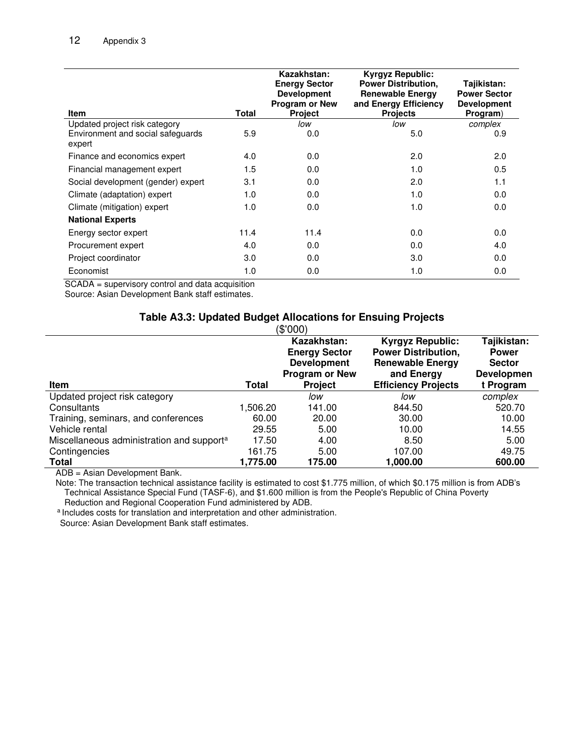| Item | Total | Kazakhstan: Energy Sector Development Program or New Project | Kyrgyz Republic: Power Distribution, Renewable Energy and Energy Efficiency Projects | Tajikistan: Power Sector Development Program) |
|---|---|---|---|---|
| Updated project risk category | | *low* | *low* | *complex* |
| Environment and social safeguards expert | 5.9 | 0.0 | 5.0 | 0.9 |
| Finance and economics expert | 4.0 | 0.0 | 2.0 | 2.0 |
| Financial management expert | 1.5 | 0.0 | 1.0 | 0.5 |
| Social development (gender) expert | 3.1 | 0.0 | 2.0 | 1.1 |
| Climate (adaptation) expert | 1.0 | 0.0 | 1.0 | 0.0 |
| Climate (mitigation) expert | 1.0 | 0.0 | 1.0 | 0.0 |
| **National Experts** | | | | |
| Energy sector expert | 11.4 | 11.4 | 0.0 | 0.0 |
| Procurement expert | 4.0 | 0.0 | 0.0 | 4.0 |
| Project coordinator | 3.0 | 0.0 | 3.0 | 0.0 |
| Economist | 1.0 | 0.0 | 1.0 | 0.0 |

SCADA = supervisory control and data acquisition
Source: Asian Development Bank staff estimates.

**Table A3.3: Updated Budget Allocations for Ensuing Projects**
($'000)

| Item | Total | Kazakhstan: Energy Sector Development Program or New Project | Kyrgyz Republic: Power Distribution, Renewable Energy and Energy Efficiency Projects | Tajikistan: Power Sector Developmen t Program |
|---|---|---|---|---|
| Updated project risk category | | *low* | *low* | *complex* |
| Consultants | 1,506.20 | 141.00 | 844.50 | 520.70 |
| Training, seminars, and conferences | 60.00 | 20.00 | 30.00 | 10.00 |
| Vehicle rental | 29.55 | 5.00 | 10.00 | 14.55 |
| Miscellaneous administration and support[a] | 17.50 | 4.00 | 8.50 | 5.00 |
| Contingencies | 161.75 | 5.00 | 107.00 | 49.75 |
| **Total** | **1,775.00** | **175.00** | **1,000.00** | **600.00** |

ADB = Asian Development Bank.

Note: The transaction technical assistance facility is estimated to cost $1.775 million, of which $0.175 million is from ADB's Technical Assistance Special Fund (TASF-6), and $1.600 million is from the People's Republic of China Poverty Reduction and Regional Cooperation Fund administered by ADB.

[a] Includes costs for translation and interpretation and other administration.

Source: Asian Development Bank staff estimates.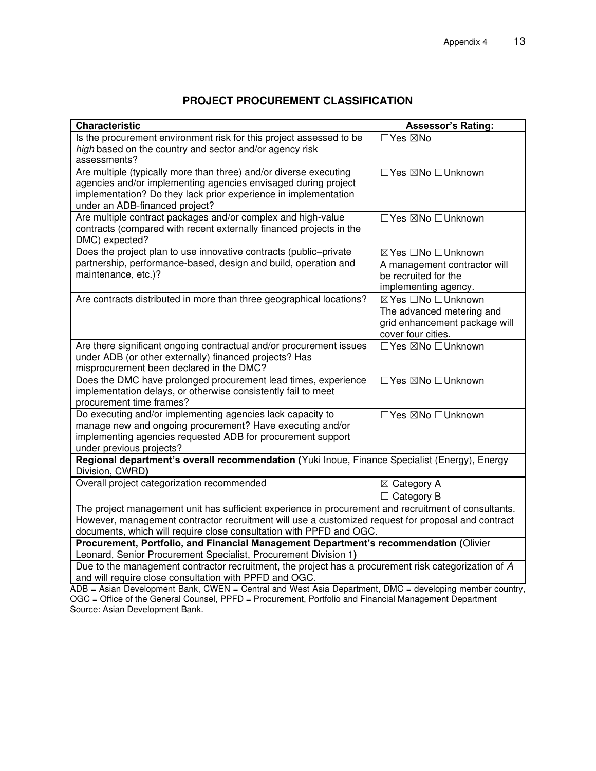## PROJECT PROCUREMENT CLASSIFICATION

| Characteristic | Assessor's Rating: |
|---|---|
| Is the procurement environment risk for this project assessed to be *high* based on the country and sector and/or agency risk assessments? | ☐Yes ☒No |
| Are multiple (typically more than three) and/or diverse executing agencies and/or implementing agencies envisaged during project implementation? Do they lack prior experience in implementation under an ADB-financed project? | ☐Yes ☒No ☐Unknown |
| Are multiple contract packages and/or complex and high-value contracts (compared with recent externally financed projects in the DMC) expected? | ☐Yes ☒No ☐Unknown |
| Does the project plan to use innovative contracts (public–private partnership, performance-based, design and build, operation and maintenance, etc.)? | ☒Yes ☐No ☐Unknown A management contractor will be recruited for the implementing agency. |
| Are contracts distributed in more than three geographical locations? | ☒Yes ☐No ☐Unknown The advanced metering and grid enhancement package will cover four cities. |
| Are there significant ongoing contractual and/or procurement issues under ADB (or other externally) financed projects? Has misprocurement been declared in the DMC? | ☐Yes ☒No ☐Unknown |
| Does the DMC have prolonged procurement lead times, experience implementation delays, or otherwise consistently fail to meet procurement time frames? | ☐Yes ☒No ☐Unknown |
| Do executing and/or implementing agencies lack capacity to manage new and ongoing procurement? Have executing and/or implementing agencies requested ADB for procurement support under previous projects? | ☐Yes ☒No ☐Unknown |
| **Regional department's overall recommendation (**Yuki Inoue, Finance Specialist (Energy), Energy Division, CWRD**)** | |
| Overall project categorization recommended | ☒ Category A ☐ Category B |
| The project management unit has sufficient experience in procurement and recruitment of consultants. However, management contractor recruitment will use a customized request for proposal and contract documents, which will require close consultation with PPFD and OGC. | |
| **Procurement, Portfolio, and Financial Management Department's recommendation (**Olivier Leonard, Senior Procurement Specialist, Procurement Division 1**)** | |
| Due to the management contractor recruitment, the project has a procurement risk categorization of *A* and will require close consultation with PPFD and OGC. | |

ADB = Asian Development Bank, CWEN = Central and West Asia Department, DMC = developing member country, OGC = Office of the General Counsel, PPFD = Procurement, Portfolio and Financial Management Department
Source: Asian Development Bank.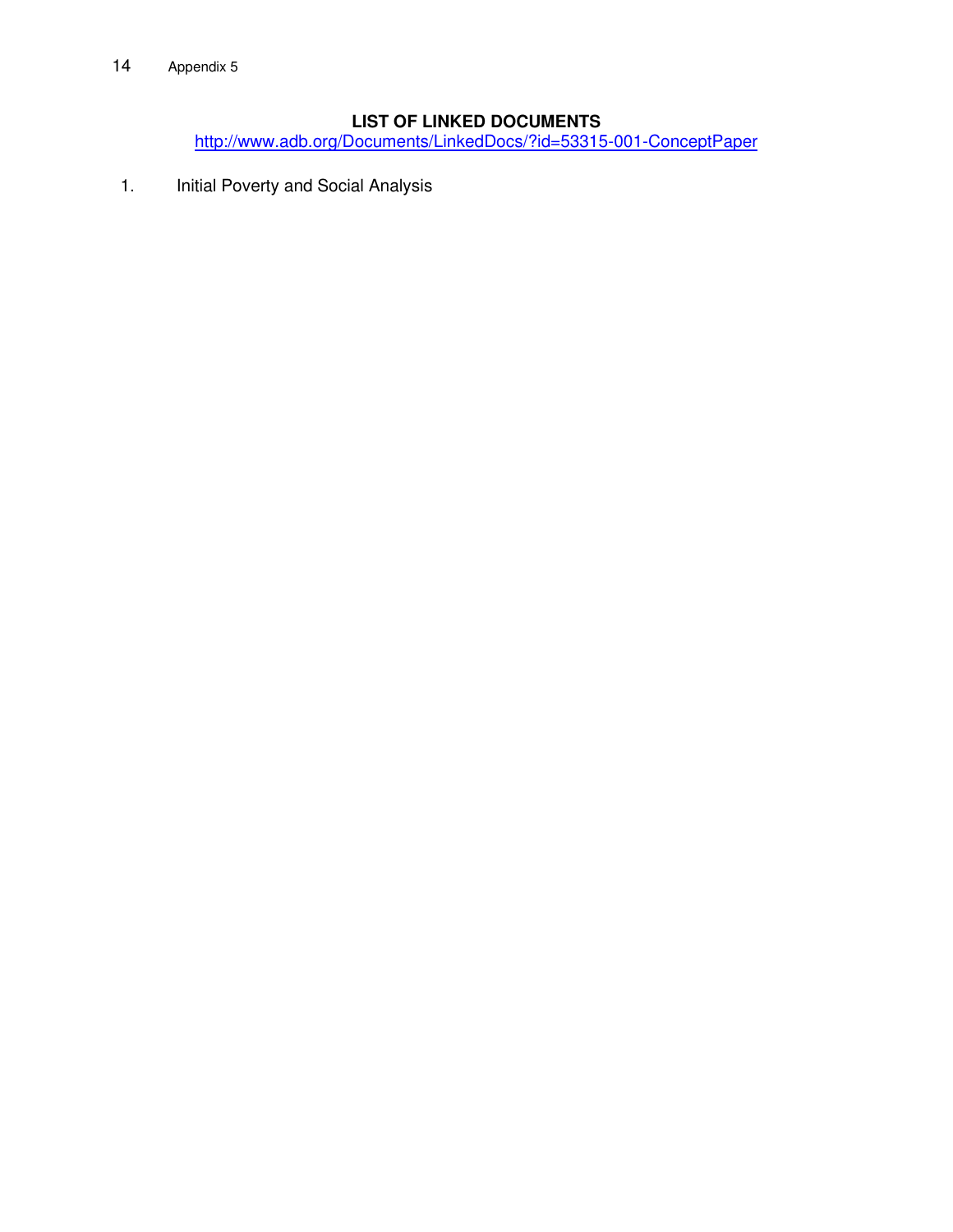**LIST OF LINKED DOCUMENTS**

http://www.adb.org/Documents/LinkedDocs/?id=53315-001-ConceptPaper

1. Initial Poverty and Social Analysis